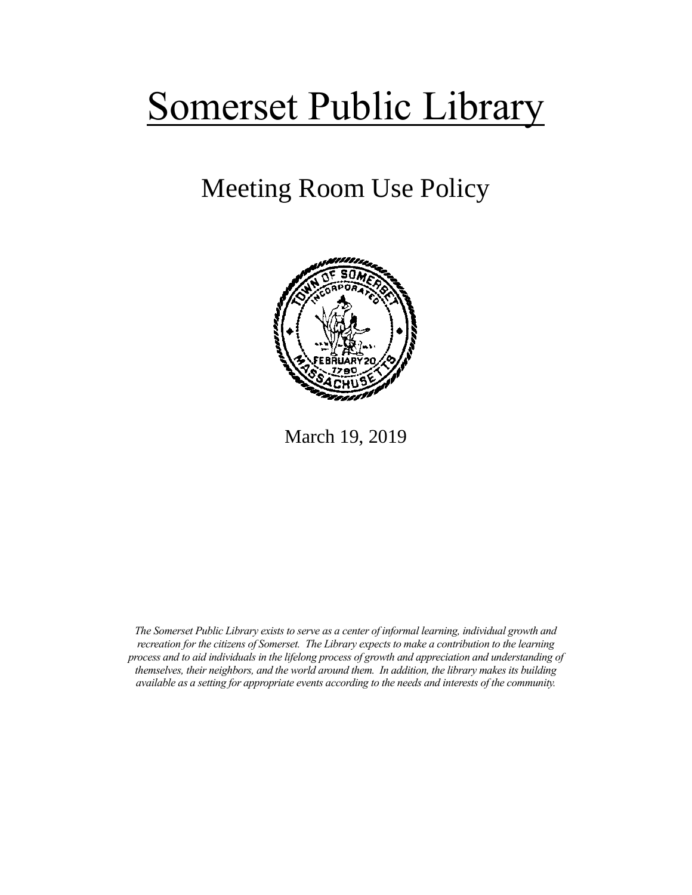# Somerset Public Library

## Meeting Room Use Policy

March 19, 2019

*The Somerset Public Library exists to serve as a center of informal learning, individual growth and recreation for the citizens of Somerset. The Library expects to make a contribution to the learning process and to aid individuals in the lifelong process of growth and appreciation and understanding of themselves, their neighbors, and the world around them. In addition, the library makes its building available as a setting for appropriate events according to the needs and interests of the community.*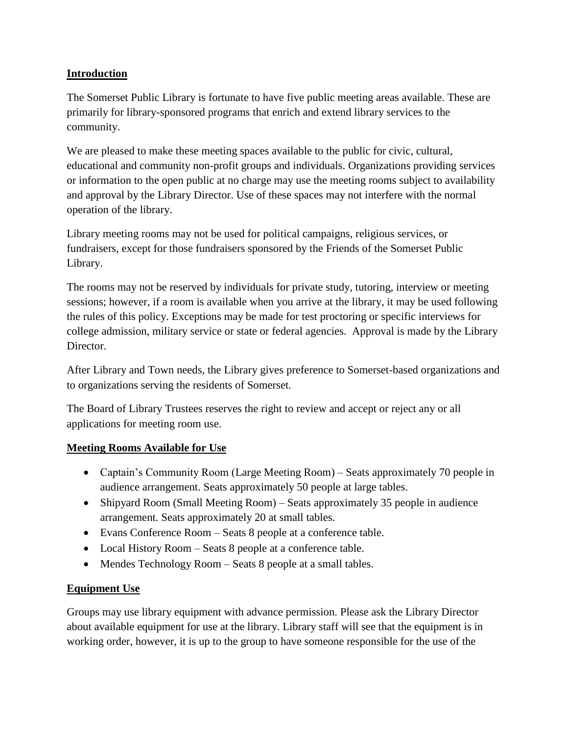## Introduction

The Somerset Public Library is fortunate to have five public meeting areas available. These are primarily for library-sponsored programs that enrich and extend library services to the community.

We are pleased to make these meeting spaces available to the public for civic, cultural, educational and community non-profit groups and individuals. Organizations providing services or information to the open public at no charge may use the meeting rooms subject to availability and approval by the Library Director. Use of these spaces may not interfere with the normal operation of the library.

Library meeting rooms may not be used for political campaigns, religious services, or fundraisers, except for those fundraisers sponsored by the Friends of the Somerset Public Library.

The rooms may not be reserved by individuals for private study, tutoring, interview or meeting sessions; however, if a room is available when you arrive at the library, it may be used following the rules of this policy. Exceptions may be made for test proctoring or specific interviews for college admission, military service or state or federal agencies. Approval is made by the Library Director.

After Library and Town needs, the Library gives preference to Somerset-based organizations and to organizations serving the residents of Somerset.

The Board of Library Trustees reserves the right to review and accept or reject any or all applications for meeting room use.

## Meeting Rooms Available for Use

- Captain's Community Room (Large Meeting Room) – Seats approximately 70 people in audience arrangement. Seats approximately 50 people at large tables.
- Shipyard Room (Small Meeting Room) – Seats approximately 35 people in audience arrangement. Seats approximately 20 at small tables.
- Evans Conference Room – Seats 8 people at a conference table.
- Local History Room – Seats 8 people at a conference table.
- Mendes Technology Room – Seats 8 people at a small tables.

## Equipment Use

Groups may use library equipment with advance permission. Please ask the Library Director about available equipment for use at the library. Library staff will see that the equipment is in working order, however, it is up to the group to have someone responsible for the use of the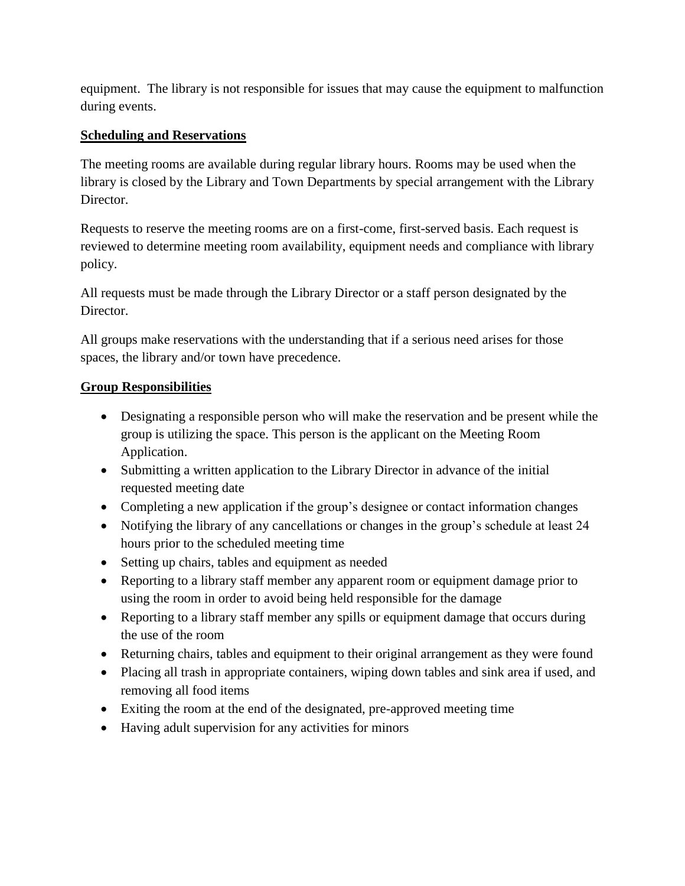equipment. The library is not responsible for issues that may cause the equipment to malfunction during events.

## Scheduling and Reservations

The meeting rooms are available during regular library hours. Rooms may be used when the library is closed by the Library and Town Departments by special arrangement with the Library Director.

Requests to reserve the meeting rooms are on a first-come, first-served basis. Each request is reviewed to determine meeting room availability, equipment needs and compliance with library policy.

All requests must be made through the Library Director or a staff person designated by the Director.

All groups make reservations with the understanding that if a serious need arises for those spaces, the library and/or town have precedence.

## Group Responsibilities

- Designating a responsible person who will make the reservation and be present while the group is utilizing the space. This person is the applicant on the Meeting Room Application.
- Submitting a written application to the Library Director in advance of the initial requested meeting date
- Completing a new application if the group's designee or contact information changes
- Notifying the library of any cancellations or changes in the group's schedule at least 24 hours prior to the scheduled meeting time
- Setting up chairs, tables and equipment as needed
- Reporting to a library staff member any apparent room or equipment damage prior to using the room in order to avoid being held responsible for the damage
- Reporting to a library staff member any spills or equipment damage that occurs during the use of the room
- Returning chairs, tables and equipment to their original arrangement as they were found
- Placing all trash in appropriate containers, wiping down tables and sink area if used, and removing all food items
- Exiting the room at the end of the designated, pre-approved meeting time
- Having adult supervision for any activities for minors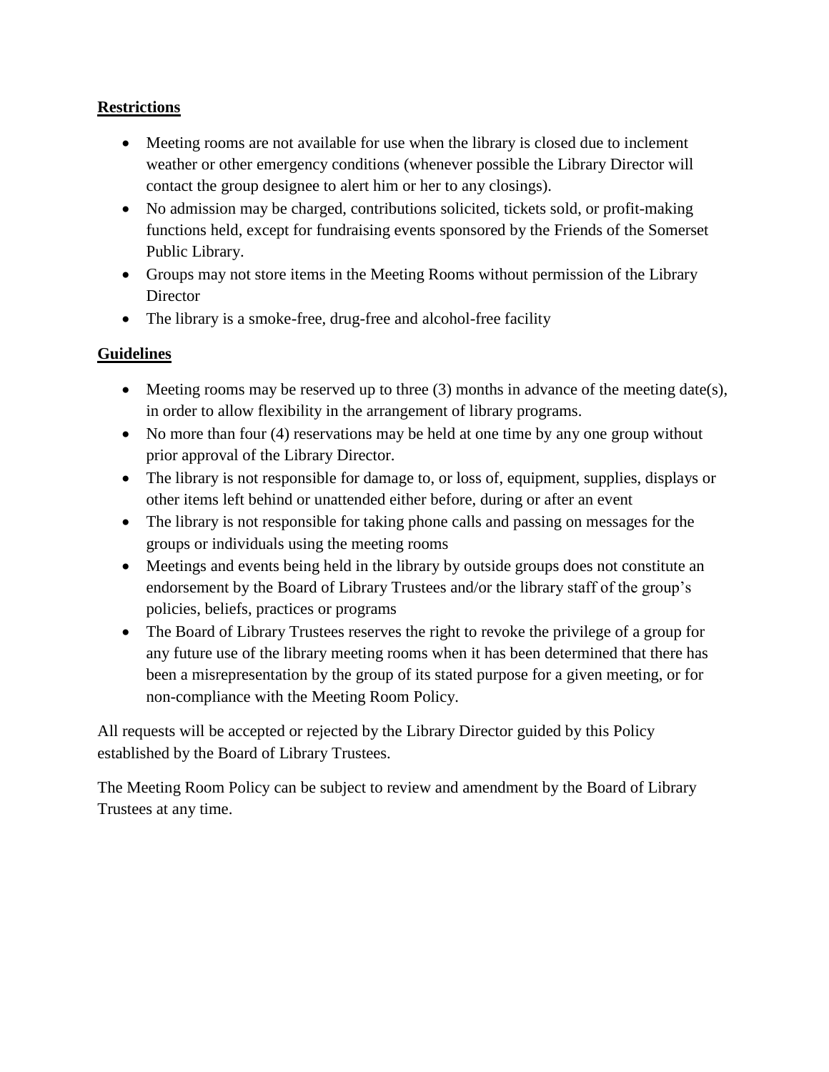**Restrictions**

- Meeting rooms are not available for use when the library is closed due to inclement weather or other emergency conditions (whenever possible the Library Director will contact the group designee to alert him or her to any closings).
- No admission may be charged, contributions solicited, tickets sold, or profit-making functions held, except for fundraising events sponsored by the Friends of the Somerset Public Library.
- Groups may not store items in the Meeting Rooms without permission of the Library Director
- The library is a smoke-free, drug-free and alcohol-free facility

**Guidelines**

- Meeting rooms may be reserved up to three (3) months in advance of the meeting date(s), in order to allow flexibility in the arrangement of library programs.
- No more than four (4) reservations may be held at one time by any one group without prior approval of the Library Director.
- The library is not responsible for damage to, or loss of, equipment, supplies, displays or other items left behind or unattended either before, during or after an event
- The library is not responsible for taking phone calls and passing on messages for the groups or individuals using the meeting rooms
- Meetings and events being held in the library by outside groups does not constitute an endorsement by the Board of Library Trustees and/or the library staff of the group's policies, beliefs, practices or programs
- The Board of Library Trustees reserves the right to revoke the privilege of a group for any future use of the library meeting rooms when it has been determined that there has been a misrepresentation by the group of its stated purpose for a given meeting, or for non-compliance with the Meeting Room Policy.

All requests will be accepted or rejected by the Library Director guided by this Policy established by the Board of Library Trustees.

The Meeting Room Policy can be subject to review and amendment by the Board of Library Trustees at any time.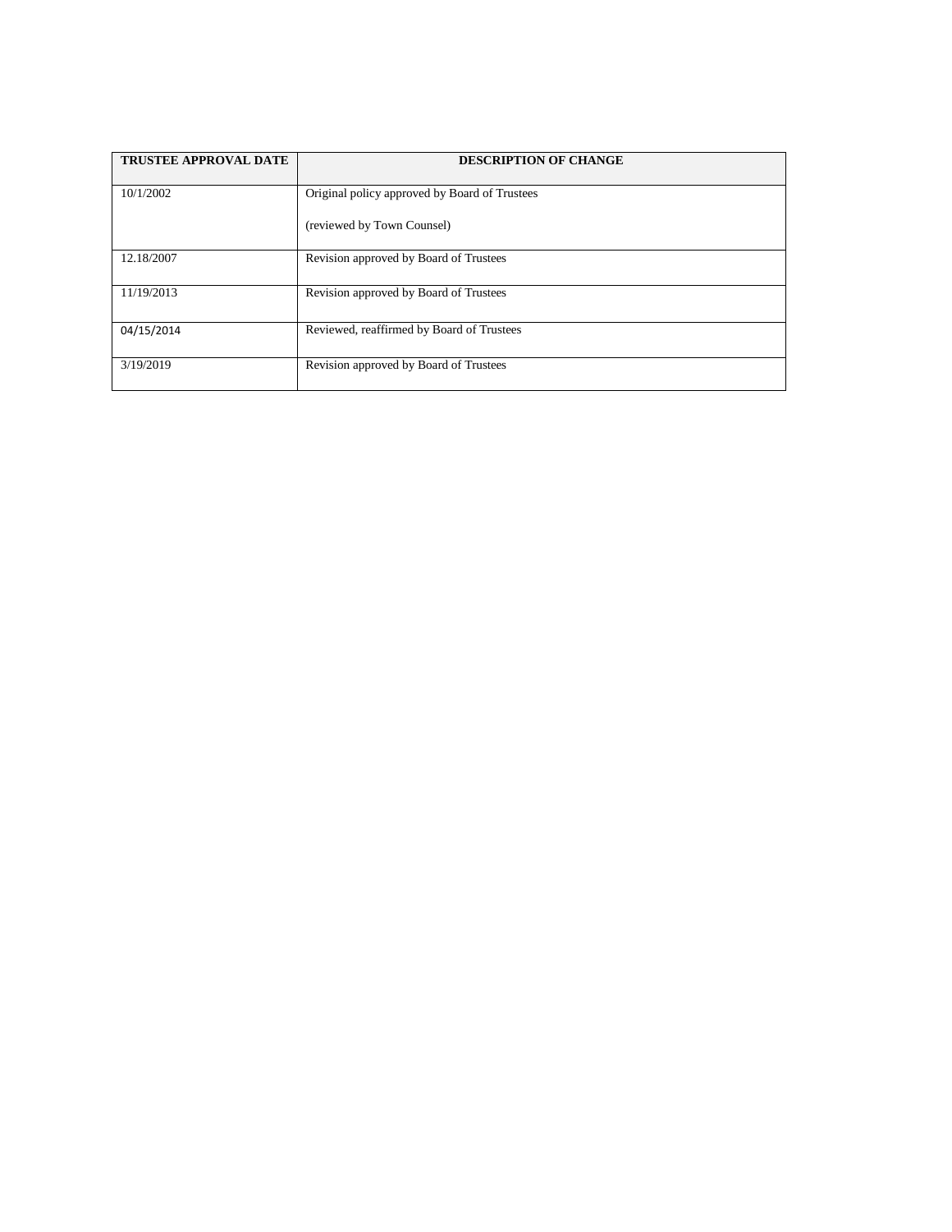| TRUSTEE APPROVAL DATE | DESCRIPTION OF CHANGE |
|---|---|
| 10/1/2002 | Original policy approved by Board of Trustees<br><br>(reviewed by Town Counsel) |
| 12.18/2007 | Revision approved by Board of Trustees |
| 11/19/2013 | Revision approved by Board of Trustees |
| 04/15/2014 | Reviewed, reaffirmed by Board of Trustees |
| 3/19/2019 | Revision approved by Board of Trustees |